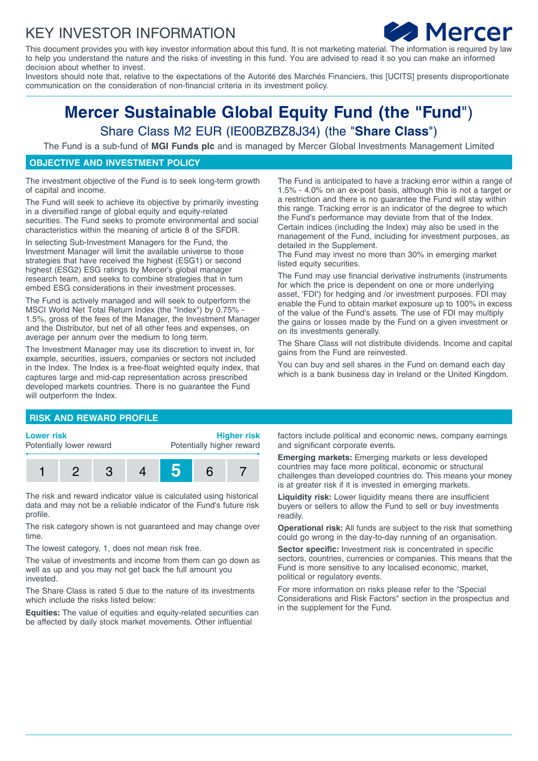# KEY INVESTOR INFORMATION

This document provides you with key investor information about this fund. It is not marketing material. The information is required by law to help you understand the nature and the risks of investing in this fund. You are advised to read it so you can make an informed decision about whether to invest.

Investors should note that, relative to the expectations of the Autorité des Marchés Financiers, this [UCITS] presents disproportionate communication on the consideration of non-financial criteria in its investment policy.

# Mercer Sustainable Global Equity Fund (the "Fund")

## Share Class M2 EUR (IE00BZBZ8J34) (the "**Share Class**")

The Fund is a sub-fund of **MGI Funds plc** and is managed by Mercer Global Investments Management Limited

## OBJECTIVE AND INVESTMENT POLICY

The investment objective of the Fund is to seek long-term growth of capital and income.

The Fund will seek to achieve its objective by primarily investing in a diversified range of global equity and equity-related securities. The Fund seeks to promote environmental and social characteristics within the meaning of article 8 of the SFDR.

In selecting Sub-Investment Managers for the Fund, the Investment Manager will limit the available universe to those strategies that have received the highest (ESG1) or second highest (ESG2) ESG ratings by Mercer's global manager research team, and seeks to combine strategies that in turn embed ESG considerations in their investment processes.

The Fund is actively managed and will seek to outperform the MSCI World Net Total Return Index (the "Index") by 0.75% - 1.5%, gross of the fees of the Manager, the Investment Manager and the Distributor, but net of all other fees and expenses, on average per annum over the medium to long term.

The Investment Manager may use its discretion to invest in, for example, securities, issuers, companies or sectors not included in the Index. The Index is a free-float weighted equity index, that captures large and mid-cap representation across prescribed developed markets countries. There is no guarantee the Fund will outperform the Index.

The Fund is anticipated to have a tracking error within a range of 1.5% - 4.0% on an ex-post basis, although this is not a target or a restriction and there is no guarantee the Fund will stay within this range. Tracking error is an indicator of the degree to which the Fund's performance may deviate from that of the Index. Certain indices (including the Index) may also be used in the management of the Fund, including for investment purposes, as detailed in the Supplement.

The Fund may invest no more than 30% in emerging market listed equity securities.

The Fund may use financial derivative instruments (instruments for which the price is dependent on one or more underlying asset, 'FDI') for hedging and /or investment purposes. FDI may enable the Fund to obtain market exposure up to 100% in excess of the value of the Fund's assets. The use of FDI may multiply the gains or losses made by the Fund on a given investment or on its investments generally.

The Share Class will not distribute dividends. Income and capital gains from the Fund are reinvested.

You can buy and sell shares in the Fund on demand each day which is a bank business day in Ireland or the United Kingdom.

## RISK AND REWARD PROFILE

| **Lower risk** Potentially lower reward | | | | | | **Higher risk** Potentially higher reward |
|---|---|---|---|---|---|---|
| 1 | 2 | 3 | 4 | **5** | 6 | 7 |

The risk and reward indicator value is calculated using historical data and may not be a reliable indicator of the Fund's future risk profile.

The risk category shown is not guaranteed and may change over time.

The lowest category, 1, does not mean risk free.

The value of investments and income from them can go down as well as up and you may not get back the full amount you invested.

The Share Class is rated 5 due to the nature of its investments which include the risks listed below:

**Equities:** The value of equities and equity-related securities can be affected by daily stock market movements. Other influential factors include political and economic news, company earnings and significant corporate events.

**Emerging markets:** Emerging markets or less developed countries may face more political, economic or structural challenges than developed countries do. This means your money is at greater risk if it is invested in emerging markets.

**Liquidity risk:** Lower liquidity means there are insufficient buyers or sellers to allow the Fund to sell or buy investments readily.

**Operational risk:** All funds are subject to the risk that something could go wrong in the day-to-day running of an organisation.

**Sector specific:** Investment risk is concentrated in specific sectors, countries, currencies or companies. This means that the Fund is more sensitive to any localised economic, market, political or regulatory events.

For more information on risks please refer to the "Special Considerations and Risk Factors" section in the prospectus and in the supplement for the Fund.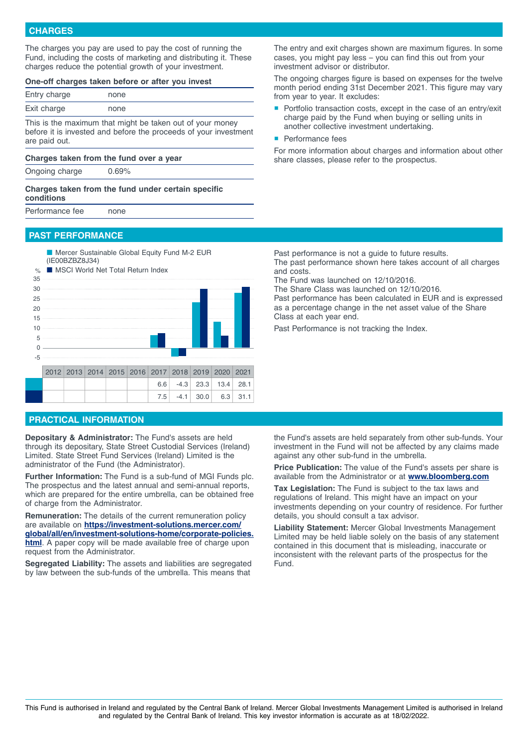## CHARGES

The charges you pay are used to pay the cost of running the Fund, including the costs of marketing and distributing it. These charges reduce the potential growth of your investment.

**One-off charges taken before or after you invest**

| | |
|---|---|
| Entry charge | none |
| Exit charge | none |

This is the maximum that might be taken out of your money before it is invested and before the proceeds of your investment are paid out.

**Charges taken from the fund over a year**

| | |
|---|---|
| Ongoing charge | 0.69% |

**Charges taken from the fund under certain specific conditions**

| | |
|---|---|
| Performance fee | none |

The entry and exit charges shown are maximum figures. In some cases, you might pay less – you can find this out from your investment advisor or distributor.

The ongoing charges figure is based on expenses for the twelve month period ending 31st December 2021. This figure may vary from year to year. It excludes:

- Portfolio transaction costs, except in the case of an entry/exit charge paid by the Fund when buying or selling units in another collective investment undertaking.
- Performance fees

For more information about charges and information about other share classes, please refer to the prospectus.

## PAST PERFORMANCE

Mercer Sustainable Global Equity Fund M-2 EUR (IE00BZBZ8J34)

MSCI World Net Total Return Index

%

35

30

25

20

15

10

5

0

-5

| | 2012 | 2013 | 2014 | 2015 | 2016 | 2017 | 2018 | 2019 | 2020 | 2021 |
|---|---|---|---|---|---|---|---|---|---|---|
| Mercer Sustainable Global Equity Fund M-2 EUR | | | | | | 6.6 | -4.3 | 23.3 | 13.4 | 28.1 |
| MSCI World Net Total Return Index | | | | | | 7.5 | -4.1 | 30.0 | 6.3 | 31.1 |

Past performance is not a guide to future results.
The past performance shown here takes account of all charges and costs.
The Fund was launched on 12/10/2016.
The Share Class was launched on 12/10/2016.
Past performance has been calculated in EUR and is expressed as a percentage change in the net asset value of the Share Class at each year end.

Past Performance is not tracking the Index.

## PRACTICAL INFORMATION

**Depositary & Administrator:** The Fund's assets are held through its depositary, State Street Custodial Services (Ireland) Limited. State Street Fund Services (Ireland) Limited is the administrator of the Fund (the Administrator).

**Further Information:** The Fund is a sub-fund of MGI Funds plc. The prospectus and the latest annual and semi-annual reports, which are prepared for the entire umbrella, can be obtained free of charge from the Administrator.

**Remuneration:** The details of the current remuneration policy are available on **https://investment-solutions.mercer.com/global/all/en/investment-solutions-home/corporate-policies.html**. A paper copy will be made available free of charge upon request from the Administrator.

**Segregated Liability:** The assets and liabilities are segregated by law between the sub-funds of the umbrella. This means that the Fund's assets are held separately from other sub-funds. Your investment in the Fund will not be affected by any claims made against any other sub-fund in the umbrella.

**Price Publication:** The value of the Fund's assets per share is available from the Administrator or at **www.bloomberg.com**

**Tax Legislation:** The Fund is subject to the tax laws and regulations of Ireland. This might have an impact on your investments depending on your country of residence. For further details, you should consult a tax advisor.

**Liability Statement:** Mercer Global Investments Management Limited may be held liable solely on the basis of any statement contained in this document that is misleading, inaccurate or inconsistent with the relevant parts of the prospectus for the Fund.

This Fund is authorised in Ireland and regulated by the Central Bank of Ireland. Mercer Global Investments Management Limited is authorised in Ireland and regulated by the Central Bank of Ireland. This key investor information is accurate as at 18/02/2022.